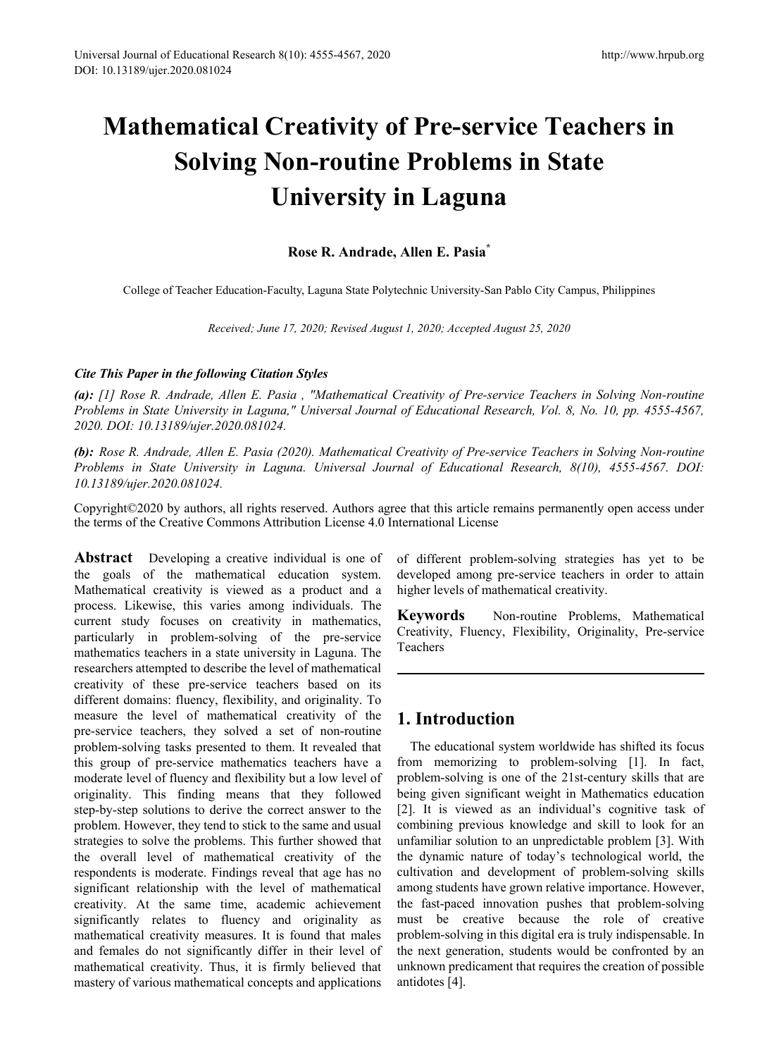# Mathematical Creativity of Pre-service Teachers in Solving Non-routine Problems in State University in Laguna

**Rose R. Andrade, Allen E. Pasia***

College of Teacher Education-Faculty, Laguna State Polytechnic University-San Pablo City Campus, Philippines

*Received; June 17, 2020; Revised August 1, 2020; Accepted August 25, 2020*

***Cite This Paper in the following Citation Styles***

***(a):*** *[1] Rose R. Andrade, Allen E. Pasia , "Mathematical Creativity of Pre-service Teachers in Solving Non-routine Problems in State University in Laguna," Universal Journal of Educational Research, Vol. 8, No. 10, pp. 4555-4567, 2020. DOI: 10.13189/ujer.2020.081024.*

***(b):*** *Rose R. Andrade, Allen E. Pasia (2020). Mathematical Creativity of Pre-service Teachers in Solving Non-routine Problems in State University in Laguna. Universal Journal of Educational Research, 8(10), 4555-4567. DOI: 10.13189/ujer.2020.081024.*

Copyright©2020 by authors, all rights reserved. Authors agree that this article remains permanently open access under the terms of the Creative Commons Attribution License 4.0 International License

**Abstract** Developing a creative individual is one of the goals of the mathematical education system. Mathematical creativity is viewed as a product and a process. Likewise, this varies among individuals. The current study focuses on creativity in mathematics, particularly in problem-solving of the pre-service mathematics teachers in a state university in Laguna. The researchers attempted to describe the level of mathematical creativity of these pre-service teachers based on its different domains: fluency, flexibility, and originality. To measure the level of mathematical creativity of the pre-service teachers, they solved a set of non-routine problem-solving tasks presented to them. It revealed that this group of pre-service mathematics teachers have a moderate level of fluency and flexibility but a low level of originality. This finding means that they followed step-by-step solutions to derive the correct answer to the problem. However, they tend to stick to the same and usual strategies to solve the problems. This further showed that the overall level of mathematical creativity of the respondents is moderate. Findings reveal that age has no significant relationship with the level of mathematical creativity. At the same time, academic achievement significantly relates to fluency and originality as mathematical creativity measures. It is found that males and females do not significantly differ in their level of mathematical creativity. Thus, it is firmly believed that mastery of various mathematical concepts and applications of different problem-solving strategies has yet to be developed among pre-service teachers in order to attain higher levels of mathematical creativity.

**Keywords** Non-routine Problems, Mathematical Creativity, Fluency, Flexibility, Originality, Pre-service Teachers

## 1. Introduction

The educational system worldwide has shifted its focus from memorizing to problem-solving [1]. In fact, problem-solving is one of the 21st-century skills that are being given significant weight in Mathematics education [2]. It is viewed as an individual's cognitive task of combining previous knowledge and skill to look for an unfamiliar solution to an unpredictable problem [3]. With the dynamic nature of today's technological world, the cultivation and development of problem-solving skills among students have grown relative importance. However, the fast-paced innovation pushes that problem-solving must be creative because the role of creative problem-solving in this digital era is truly indispensable. In the next generation, students would be confronted by an unknown predicament that requires the creation of possible antidotes [4].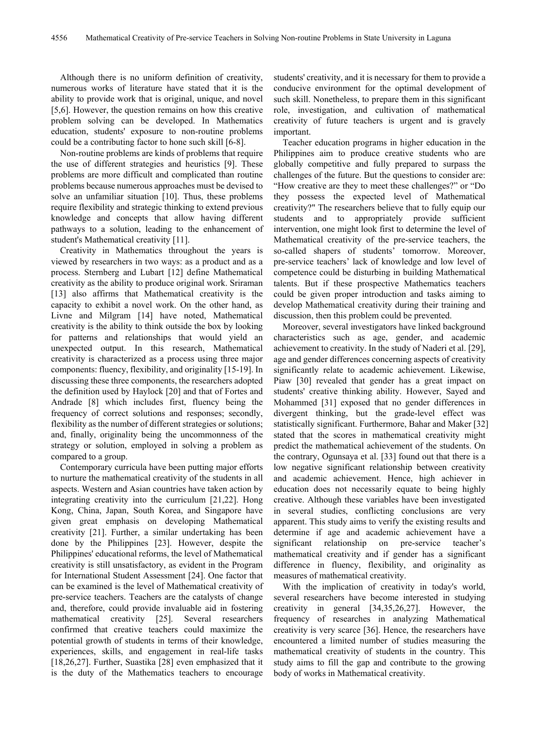Although there is no uniform definition of creativity, numerous works of literature have stated that it is the ability to provide work that is original, unique, and novel [5,6]. However, the question remains on how this creative problem solving can be developed. In Mathematics education, students' exposure to non-routine problems could be a contributing factor to hone such skill [6-8].

Non-routine problems are kinds of problems that require the use of different strategies and heuristics [9]. These problems are more difficult and complicated than routine problems because numerous approaches must be devised to solve an unfamiliar situation [10]. Thus, these problems require flexibility and strategic thinking to extend previous knowledge and concepts that allow having different pathways to a solution, leading to the enhancement of student's Mathematical creativity [11].

Creativity in Mathematics throughout the years is viewed by researchers in two ways: as a product and as a process. Sternberg and Lubart [12] define Mathematical creativity as the ability to produce original work. Sriraman [13] also affirms that Mathematical creativity is the capacity to exhibit a novel work. On the other hand, as Livne and Milgram [14] have noted, Mathematical creativity is the ability to think outside the box by looking for patterns and relationships that would yield an unexpected output. In this research, Mathematical creativity is characterized as a process using three major components: fluency, flexibility, and originality [15-19]. In discussing these three components, the researchers adopted the definition used by Haylock [20] and that of Fortes and Andrade [8] which includes first, fluency being the frequency of correct solutions and responses; secondly, flexibility as the number of different strategies or solutions; and, finally, originality being the uncommonness of the strategy or solution, employed in solving a problem as compared to a group.

Contemporary curricula have been putting major efforts to nurture the mathematical creativity of the students in all aspects. Western and Asian countries have taken action by integrating creativity into the curriculum [21,22]. Hong Kong, China, Japan, South Korea, and Singapore have given great emphasis on developing Mathematical creativity [21]. Further, a similar undertaking has been done by the Philippines [23]. However, despite the Philippines' educational reforms, the level of Mathematical creativity is still unsatisfactory, as evident in the Program for International Student Assessment [24]. One factor that can be examined is the level of Mathematical creativity of pre-service teachers. Teachers are the catalysts of change and, therefore, could provide invaluable aid in fostering mathematical creativity [25]. Several researchers confirmed that creative teachers could maximize the potential growth of students in terms of their knowledge, experiences, skills, and engagement in real-life tasks [18,26,27]. Further, Suastika [28] even emphasized that it is the duty of the Mathematics teachers to encourage students' creativity, and it is necessary for them to provide a conducive environment for the optimal development of such skill. Nonetheless, to prepare them in this significant role, investigation, and cultivation of mathematical creativity of future teachers is urgent and is gravely important.

Teacher education programs in higher education in the Philippines aim to produce creative students who are globally competitive and fully prepared to surpass the challenges of the future. But the questions to consider are: "How creative are they to meet these challenges?" or "Do they possess the expected level of Mathematical creativity?" The researchers believe that to fully equip our students and to appropriately provide sufficient intervention, one might look first to determine the level of Mathematical creativity of the pre-service teachers, the so-called shapers of students' tomorrow. Moreover, pre-service teachers' lack of knowledge and low level of competence could be disturbing in building Mathematical talents. But if these prospective Mathematics teachers could be given proper introduction and tasks aiming to develop Mathematical creativity during their training and discussion, then this problem could be prevented.

Moreover, several investigators have linked background characteristics such as age, gender, and academic achievement to creativity. In the study of Naderi et al. [29], age and gender differences concerning aspects of creativity significantly relate to academic achievement. Likewise, Piaw [30] revealed that gender has a great impact on students' creative thinking ability. However, Sayed and Mohammed [31] exposed that no gender differences in divergent thinking, but the grade-level effect was statistically significant. Furthermore, Bahar and Maker [32] stated that the scores in mathematical creativity might predict the mathematical achievement of the students. On the contrary, Ogunsaya et al. [33] found out that there is a low negative significant relationship between creativity and academic achievement. Hence, high achiever in education does not necessarily equate to being highly creative. Although these variables have been investigated in several studies, conflicting conclusions are very apparent. This study aims to verify the existing results and determine if age and academic achievement have a significant relationship on pre-service teacher's mathematical creativity and if gender has a significant difference in fluency, flexibility, and originality as measures of mathematical creativity.

With the implication of creativity in today's world, several researchers have become interested in studying creativity in general [34,35,26,27]. However, the frequency of researches in analyzing Mathematical creativity is very scarce [36]. Hence, the researchers have encountered a limited number of studies measuring the mathematical creativity of students in the country. This study aims to fill the gap and contribute to the growing body of works in Mathematical creativity.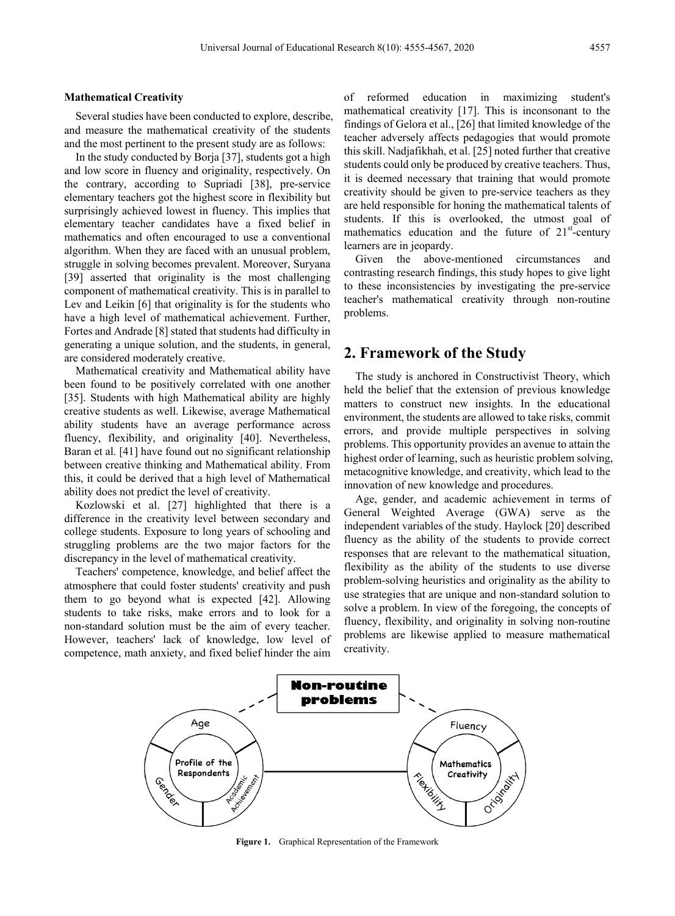**Mathematical Creativity**

Several studies have been conducted to explore, describe, and measure the mathematical creativity of the students and the most pertinent to the present study are as follows:

In the study conducted by Borja [37], students got a high and low score in fluency and originality, respectively. On the contrary, according to Supriadi [38], pre-service elementary teachers got the highest score in flexibility but surprisingly achieved lowest in fluency. This implies that elementary teacher candidates have a fixed belief in mathematics and often encouraged to use a conventional algorithm. When they are faced with an unusual problem, struggle in solving becomes prevalent. Moreover, Suryana [39] asserted that originality is the most challenging component of mathematical creativity. This is in parallel to Lev and Leikin [6] that originality is for the students who have a high level of mathematical achievement. Further, Fortes and Andrade [8] stated that students had difficulty in generating a unique solution, and the students, in general, are considered moderately creative.

Mathematical creativity and Mathematical ability have been found to be positively correlated with one another [35]. Students with high Mathematical ability are highly creative students as well. Likewise, average Mathematical ability students have an average performance across fluency, flexibility, and originality [40]. Nevertheless, Baran et al. [41] have found out no significant relationship between creative thinking and Mathematical ability. From this, it could be derived that a high level of Mathematical ability does not predict the level of creativity.

Kozlowski et al. [27] highlighted that there is a difference in the creativity level between secondary and college students. Exposure to long years of schooling and struggling problems are the two major factors for the discrepancy in the level of mathematical creativity.

Teachers' competence, knowledge, and belief affect the atmosphere that could foster students' creativity and push them to go beyond what is expected [42]. Allowing students to take risks, make errors and to look for a non-standard solution must be the aim of every teacher. However, teachers' lack of knowledge, low level of competence, math anxiety, and fixed belief hinder the aim of reformed education in maximizing student's mathematical creativity [17]. This is inconsonant to the findings of Gelora et al., [26] that limited knowledge of the teacher adversely affects pedagogies that would promote this skill. Nadjafikhah, et al. [25] noted further that creative students could only be produced by creative teachers. Thus, it is deemed necessary that training that would promote creativity should be given to pre-service teachers as they are held responsible for honing the mathematical talents of students. If this is overlooked, the utmost goal of mathematics education and the future of 21st-century learners are in jeopardy.

Given the above-mentioned circumstances and contrasting research findings, this study hopes to give light to these inconsistencies by investigating the pre-service teacher's mathematical creativity through non-routine problems.

## 2. Framework of the Study

The study is anchored in Constructivist Theory, which held the belief that the extension of previous knowledge matters to construct new insights. In the educational environment, the students are allowed to take risks, commit errors, and provide multiple perspectives in solving problems. This opportunity provides an avenue to attain the highest order of learning, such as heuristic problem solving, metacognitive knowledge, and creativity, which lead to the innovation of new knowledge and procedures.

Age, gender, and academic achievement in terms of General Weighted Average (GWA) serve as the independent variables of the study. Haylock [20] described fluency as the ability of the students to provide correct responses that are relevant to the mathematical situation, flexibility as the ability of the students to use diverse problem-solving heuristics and originality as the ability to use strategies that are unique and non-standard solution to solve a problem. In view of the foregoing, the concepts of fluency, flexibility, and originality in solving non-routine problems are likewise applied to measure mathematical creativity.

**Figure 1.** Graphical Representation of the Framework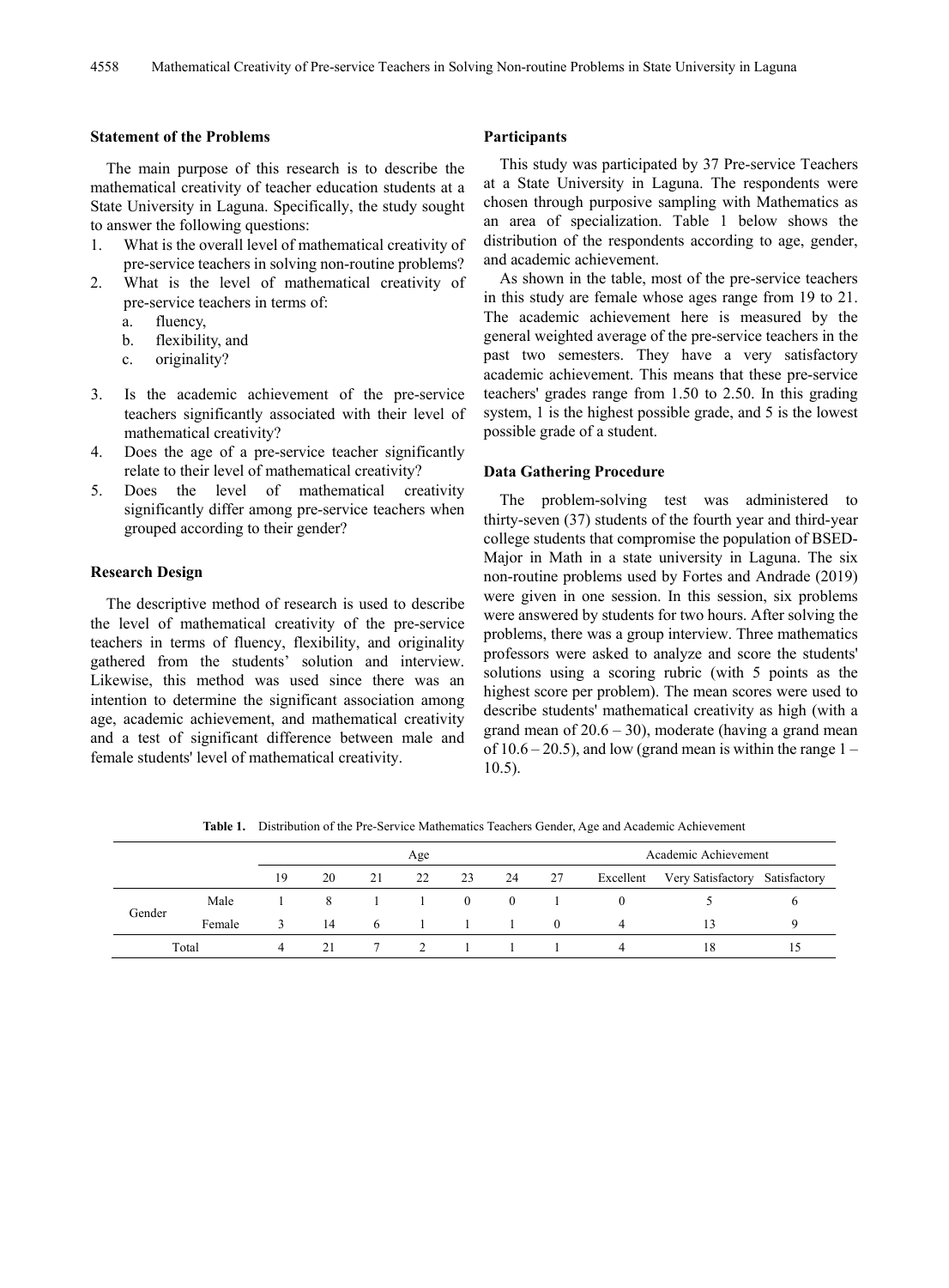### Statement of the Problems

The main purpose of this research is to describe the mathematical creativity of teacher education students at a State University in Laguna. Specifically, the study sought to answer the following questions:

1. What is the overall level of mathematical creativity of pre-service teachers in solving non-routine problems?
2. What is the level of mathematical creativity of pre-service teachers in terms of:
   a. fluency,
   b. flexibility, and
   c. originality?
3. Is the academic achievement of the pre-service teachers significantly associated with their level of mathematical creativity?
4. Does the age of a pre-service teacher significantly relate to their level of mathematical creativity?
5. Does the level of mathematical creativity significantly differ among pre-service teachers when grouped according to their gender?

### Research Design

The descriptive method of research is used to describe the level of mathematical creativity of the pre-service teachers in terms of fluency, flexibility, and originality gathered from the students' solution and interview. Likewise, this method was used since there was an intention to determine the significant association among age, academic achievement, and mathematical creativity and a test of significant difference between male and female students' level of mathematical creativity.

### Participants

This study was participated by 37 Pre-service Teachers at a State University in Laguna. The respondents were chosen through purposive sampling with Mathematics as an area of specialization. Table 1 below shows the distribution of the respondents according to age, gender, and academic achievement.

As shown in the table, most of the pre-service teachers in this study are female whose ages range from 19 to 21. The academic achievement here is measured by the general weighted average of the pre-service teachers in the past two semesters. They have a very satisfactory academic achievement. This means that these pre-service teachers' grades range from 1.50 to 2.50. In this grading system, 1 is the highest possible grade, and 5 is the lowest possible grade of a student.

### Data Gathering Procedure

The problem-solving test was administered to thirty-seven (37) students of the fourth year and third-year college students that compromise the population of BSED-Major in Math in a state university in Laguna. The six non-routine problems used by Fortes and Andrade (2019) were given in one session. In this session, six problems were answered by students for two hours. After solving the problems, there was a group interview. Three mathematics professors were asked to analyze and score the students' solutions using a scoring rubric (with 5 points as the highest score per problem). The mean scores were used to describe students' mathematical creativity as high (with a grand mean of 20.6 – 30), moderate (having a grand mean of 10.6 – 20.5), and low (grand mean is within the range 1 – 10.5).

**Table 1.** Distribution of the Pre-Service Mathematics Teachers Gender, Age and Academic Achievement

| | | Age | | | | | | | Academic Achievement | | |
|---|---|---|---|---|---|---|---|---|---|---|---|
| | | 19 | 20 | 21 | 22 | 23 | 24 | 27 | Excellent | Very Satisfactory | Satisfactory |
| Gender | Male | 1 | 8 | 1 | 1 | 0 | 0 | 1 | 0 | 5 | 6 |
| | Female | 3 | 14 | 6 | 1 | 1 | 1 | 0 | 4 | 13 | 9 |
| Total | | 4 | 21 | 7 | 2 | 1 | 1 | 1 | 4 | 18 | 15 |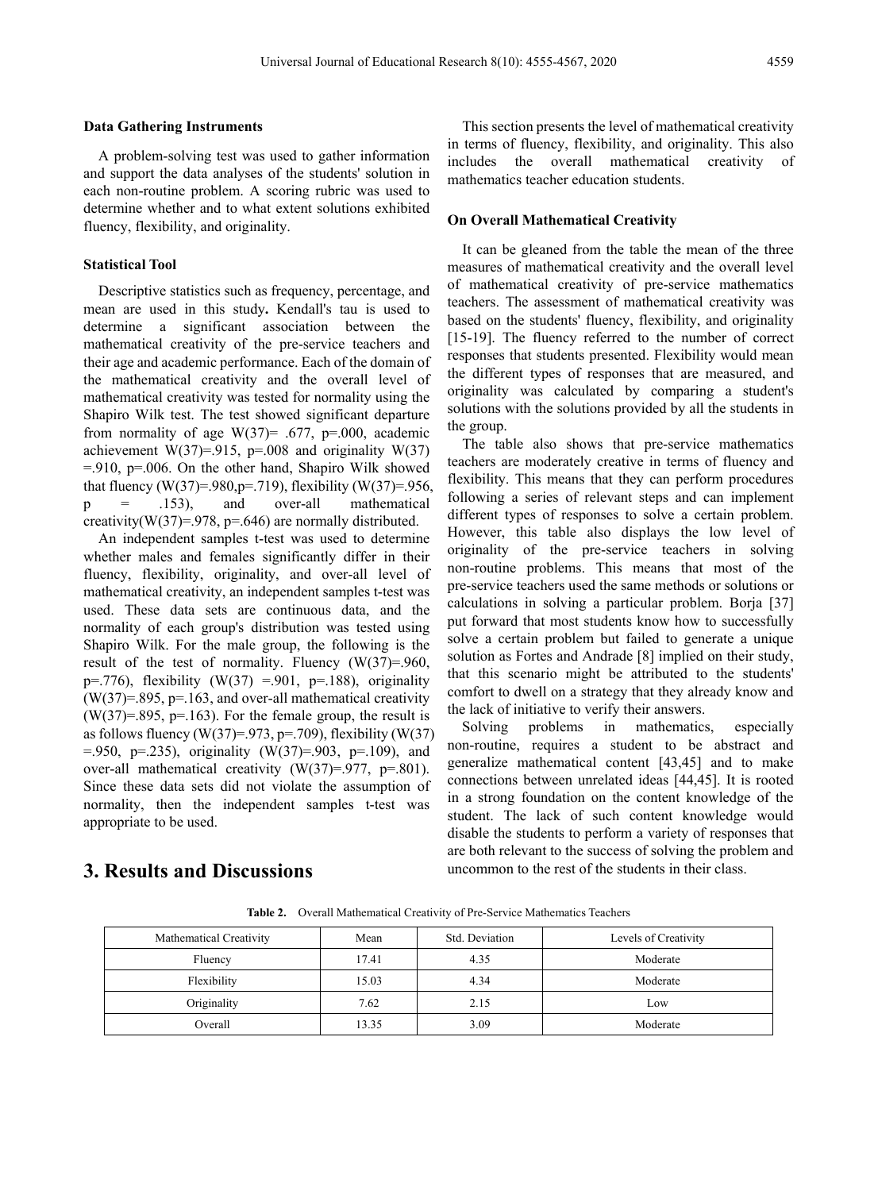### Data Gathering Instruments

A problem-solving test was used to gather information and support the data analyses of the students' solution in each non-routine problem. A scoring rubric was used to determine whether and to what extent solutions exhibited fluency, flexibility, and originality.

### Statistical Tool

Descriptive statistics such as frequency, percentage, and mean are used in this study**.** Kendall's tau is used to determine a significant association between the mathematical creativity of the pre-service teachers and their age and academic performance. Each of the domain of the mathematical creativity and the overall level of mathematical creativity was tested for normality using the Shapiro Wilk test. The test showed significant departure from normality of age $W(37)= .677$, $p=.000$, academic achievement $W(37)=.915$, $p=.008$ and originality $W(37)=.910$, $p=.006$. On the other hand, Shapiro Wilk showed that fluency ($W(37)=.980, p=.719$), flexibility ($W(37)=.956$, $p = .153$), and over-all mathematical creativity($W(37)=.978$, $p=.646$) are normally distributed.

An independent samples t-test was used to determine whether males and females significantly differ in their fluency, flexibility, originality, and over-all level of mathematical creativity, an independent samples t-test was used. These data sets are continuous data, and the normality of each group's distribution was tested using Shapiro Wilk. For the male group, the following is the result of the test of normality. Fluency ($W(37)=.960$, $p=.776$), flexibility ($W(37) =.901$, $p=.188$), originality ($W(37)=.895$, $p=.163$, and over-all mathematical creativity ($W(37)=.895$, $p=.163$). For the female group, the result is as follows fluency ($W(37)=.973$, $p=.709$), flexibility ($W(37) =.950$, $p=.235$), originality ($W(37)=.903$, $p=.109$), and over-all mathematical creativity ($W(37)=.977$, $p=.801$). Since these data sets did not violate the assumption of normality, then the independent samples t-test was appropriate to be used.

# 3. Results and Discussions

This section presents the level of mathematical creativity in terms of fluency, flexibility, and originality. This also includes the overall mathematical creativity of mathematics teacher education students.

### On Overall Mathematical Creativity

It can be gleaned from the table the mean of the three measures of mathematical creativity and the overall level of mathematical creativity of pre-service mathematics teachers. The assessment of mathematical creativity was based on the students' fluency, flexibility, and originality [15-19]. The fluency referred to the number of correct responses that students presented. Flexibility would mean the different types of responses that are measured, and originality was calculated by comparing a student's solutions with the solutions provided by all the students in the group.

The table also shows that pre-service mathematics teachers are moderately creative in terms of fluency and flexibility. This means that they can perform procedures following a series of relevant steps and can implement different types of responses to solve a certain problem. However, this table also displays the low level of originality of the pre-service teachers in solving non-routine problems. This means that most of the pre-service teachers used the same methods or solutions or calculations in solving a particular problem. Borja [37] put forward that most students know how to successfully solve a certain problem but failed to generate a unique solution as Fortes and Andrade [8] implied on their study, that this scenario might be attributed to the students' comfort to dwell on a strategy that they already know and the lack of initiative to verify their answers.

Solving problems in mathematics, especially non-routine, requires a student to be abstract and generalize mathematical content [43,45] and to make connections between unrelated ideas [44,45]. It is rooted in a strong foundation on the content knowledge of the student. The lack of such content knowledge would disable the students to perform a variety of responses that are both relevant to the success of solving the problem and uncommon to the rest of the students in their class.

**Table 2.** Overall Mathematical Creativity of Pre-Service Mathematics Teachers

| Mathematical Creativity | Mean | Std. Deviation | Levels of Creativity |
|---|---|---|---|
| Fluency | 17.41 | 4.35 | Moderate |
| Flexibility | 15.03 | 4.34 | Moderate |
| Originality | 7.62 | 2.15 | Low |
| Overall | 13.35 | 3.09 | Moderate |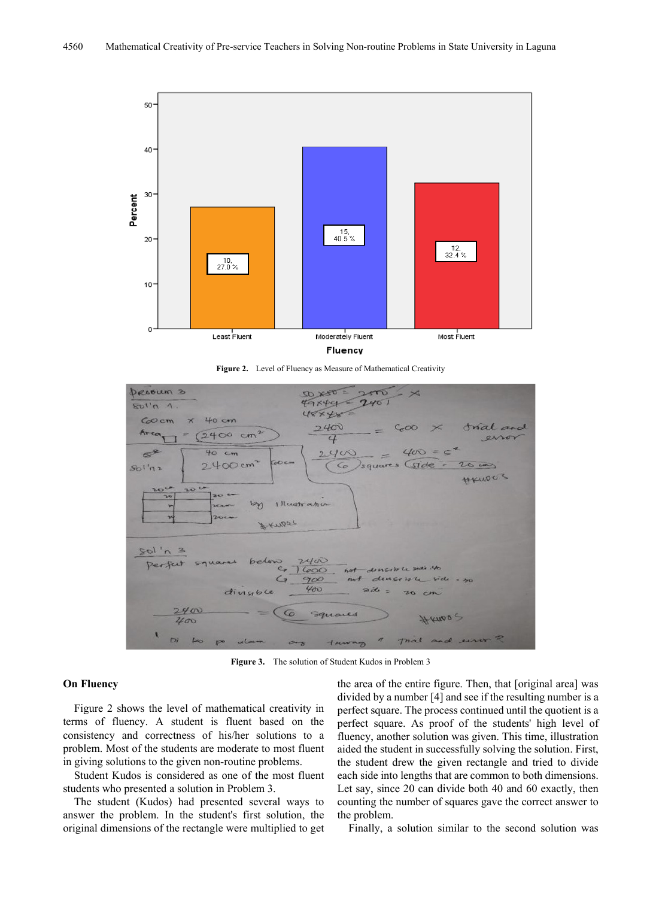Figure 2. Level of Fluency as Measure of Mathematical Creativity

Figure 3. The solution of Student Kudos in Problem 3

### On Fluency

Figure 2 shows the level of mathematical creativity in terms of fluency. A student is fluent based on the consistency and correctness of his/her solutions to a problem. Most of the students are moderate to most fluent in giving solutions to the given non-routine problems.

Student Kudos is considered as one of the most fluent students who presented a solution in Problem 3.

The student (Kudos) had presented several ways to answer the problem. In the student's first solution, the original dimensions of the rectangle were multiplied to get the area of the entire figure. Then, that [original area] was divided by a number [4] and see if the resulting number is a perfect square. The process continued until the quotient is a perfect square. As proof of the students' high level of fluency, another solution was given. This time, illustration aided the student in successfully solving the solution. First, the student drew the given rectangle and tried to divide each side into lengths that are common to both dimensions. Let say, since 20 can divide both 40 and 60 exactly, then counting the number of squares gave the correct answer to the problem.

Finally, a solution similar to the second solution was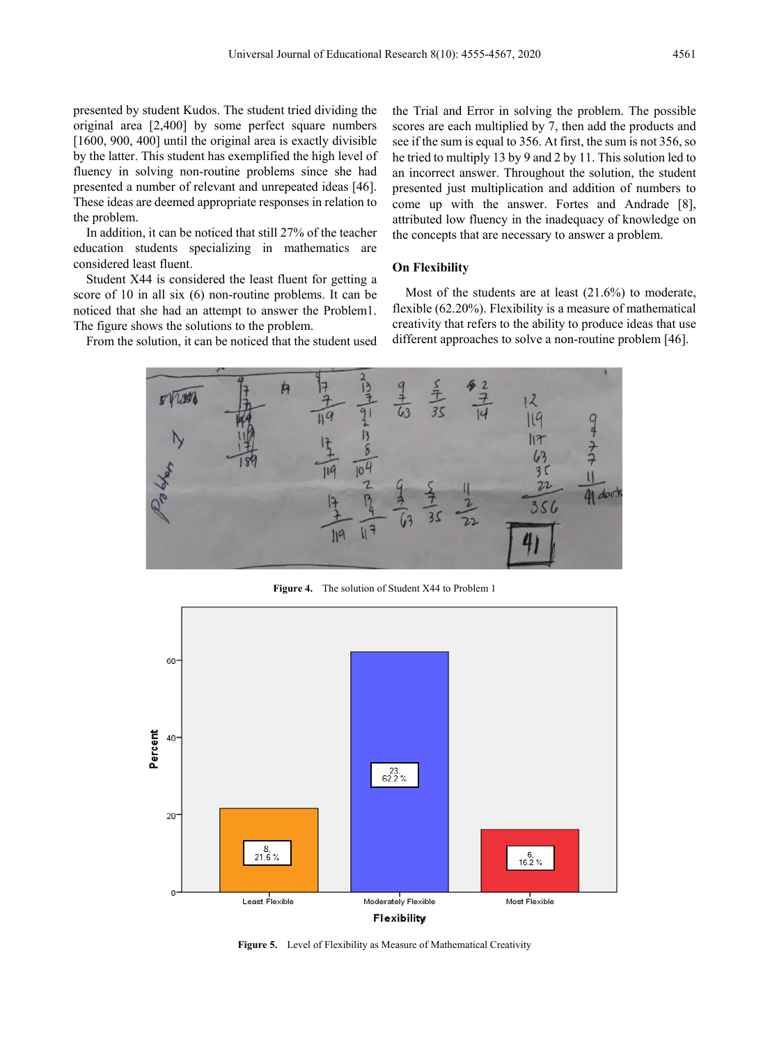presented by student Kudos. The student tried dividing the original area [2,400] by some perfect square numbers [1600, 900, 400] until the original area is exactly divisible by the latter. This student has exemplified the high level of fluency in solving non-routine problems since she had presented a number of relevant and unrepeated ideas [46]. These ideas are deemed appropriate responses in relation to the problem.

In addition, it can be noticed that still 27% of the teacher education students specializing in mathematics are considered least fluent.

Student X44 is considered the least fluent for getting a score of 10 in all six (6) non-routine problems. It can be noticed that she had an attempt to answer the Problem1. The figure shows the solutions to the problem.

From the solution, it can be noticed that the student used the Trial and Error in solving the problem. The possible scores are each multiplied by 7, then add the products and see if the sum is equal to 356. At first, the sum is not 356, so he tried to multiply 13 by 9 and 2 by 11. This solution led to an incorrect answer. Throughout the solution, the student presented just multiplication and addition of numbers to come up with the answer. Fortes and Andrade [8], attributed low fluency in the inadequacy of knowledge on the concepts that are necessary to answer a problem.

### On Flexibility

Most of the students are at least (21.6%) to moderate, flexible (62.20%). Flexibility is a measure of mathematical creativity that refers to the ability to produce ideas that use different approaches to solve a non-routine problem [46].

**Figure 4.** The solution of Student X44 to Problem 1

**Figure 5.** Level of Flexibility as Measure of Mathematical Creativity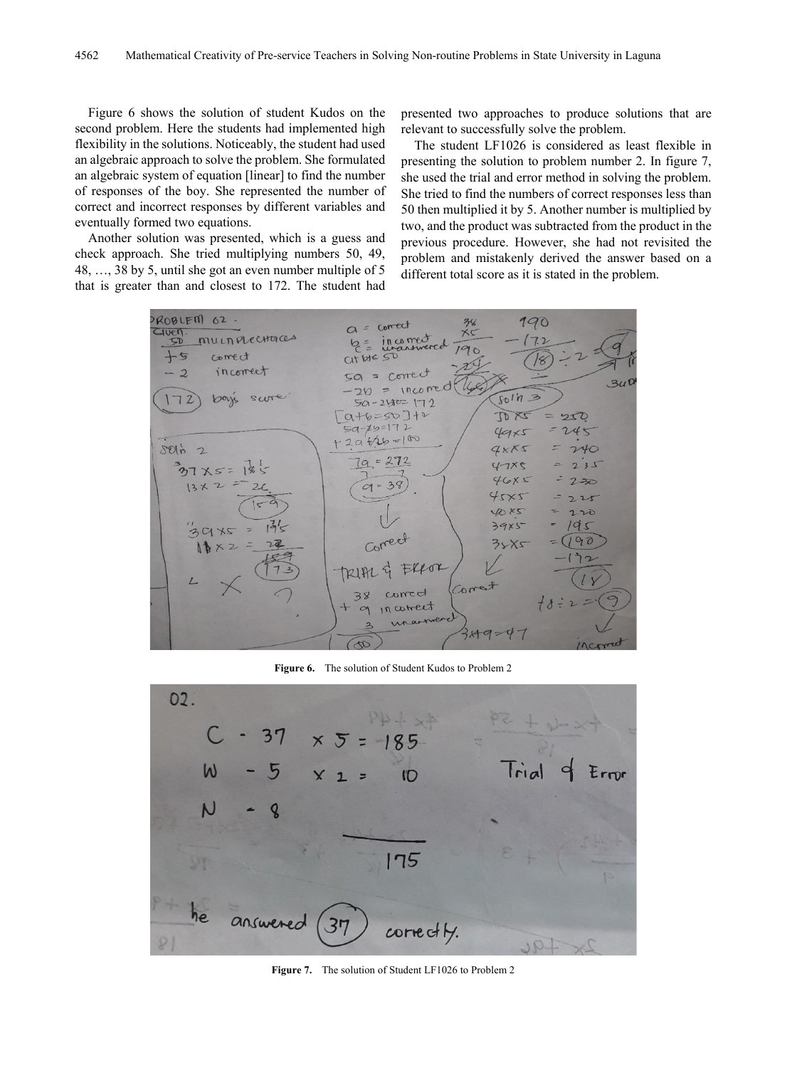Figure 6 shows the solution of student Kudos on the second problem. Here the students had implemented high flexibility in the solutions. Noticeably, the student had used an algebraic approach to solve the problem. She formulated an algebraic system of equation [linear] to find the number of responses of the boy. She represented the number of correct and incorrect responses by different variables and eventually formed two equations.

Another solution was presented, which is a guess and check approach. She tried multiplying numbers 50, 49, 48, …, 38 by 5, until she got an even number multiple of 5 that is greater than and closest to 172. The student had presented two approaches to produce solutions that are relevant to successfully solve the problem.

The student LF1026 is considered as least flexible in presenting the solution to problem number 2. In figure 7, she used the trial and error method in solving the problem. She tried to find the numbers of correct responses less than 50 then multiplied it by 5. Another number is multiplied by two, and the product was subtracted from the product in the previous procedure. However, she had not revisited the problem and mistakenly derived the answer based on a different total score as it is stated in the problem.

**Figure 6.** The solution of Student Kudos to Problem 2

**Figure 7.** The solution of Student LF1026 to Problem 2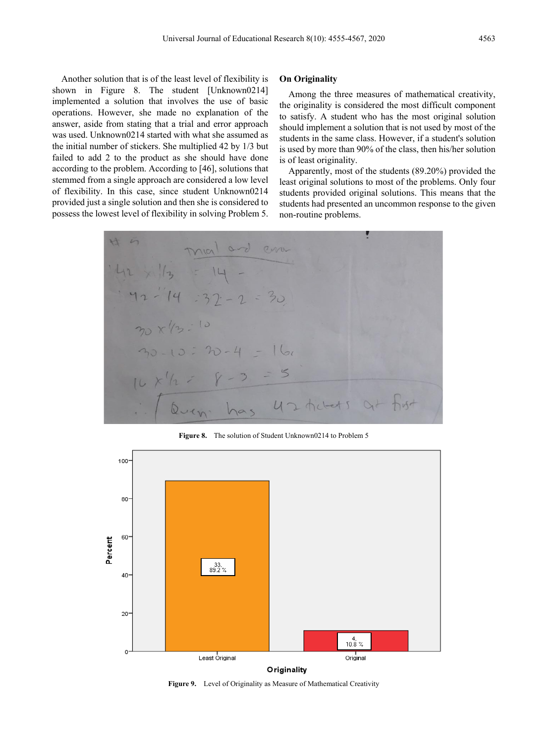Another solution that is of the least level of flexibility is shown in Figure 8. The student [Unknown0214] implemented a solution that involves the use of basic operations. However, she made no explanation of the answer, aside from stating that a trial and error approach was used. Unknown0214 started with what she assumed as the initial number of stickers. She multiplied 42 by 1/3 but failed to add 2 to the product as she should have done according to the problem. According to [46], solutions that stemmed from a single approach are considered a low level of flexibility. In this case, since student Unknown0214 provided just a single solution and then she is considered to possess the lowest level of flexibility in solving Problem 5.

**On Originality**

Among the three measures of mathematical creativity, the originality is considered the most difficult component to satisfy. A student who has the most original solution should implement a solution that is not used by most of the students in the same class. However, if a student's solution is used by more than 90% of the class, then his/her solution is of least originality.

Apparently, most of the students (89.20%) provided the least original solutions to most of the problems. Only four students provided original solutions. This means that the students had presented an uncommon response to the given non-routine problems.

**Figure 8.** The solution of Student Unknown0214 to Problem 5

**Figure 9.** Level of Originality as Measure of Mathematical Creativity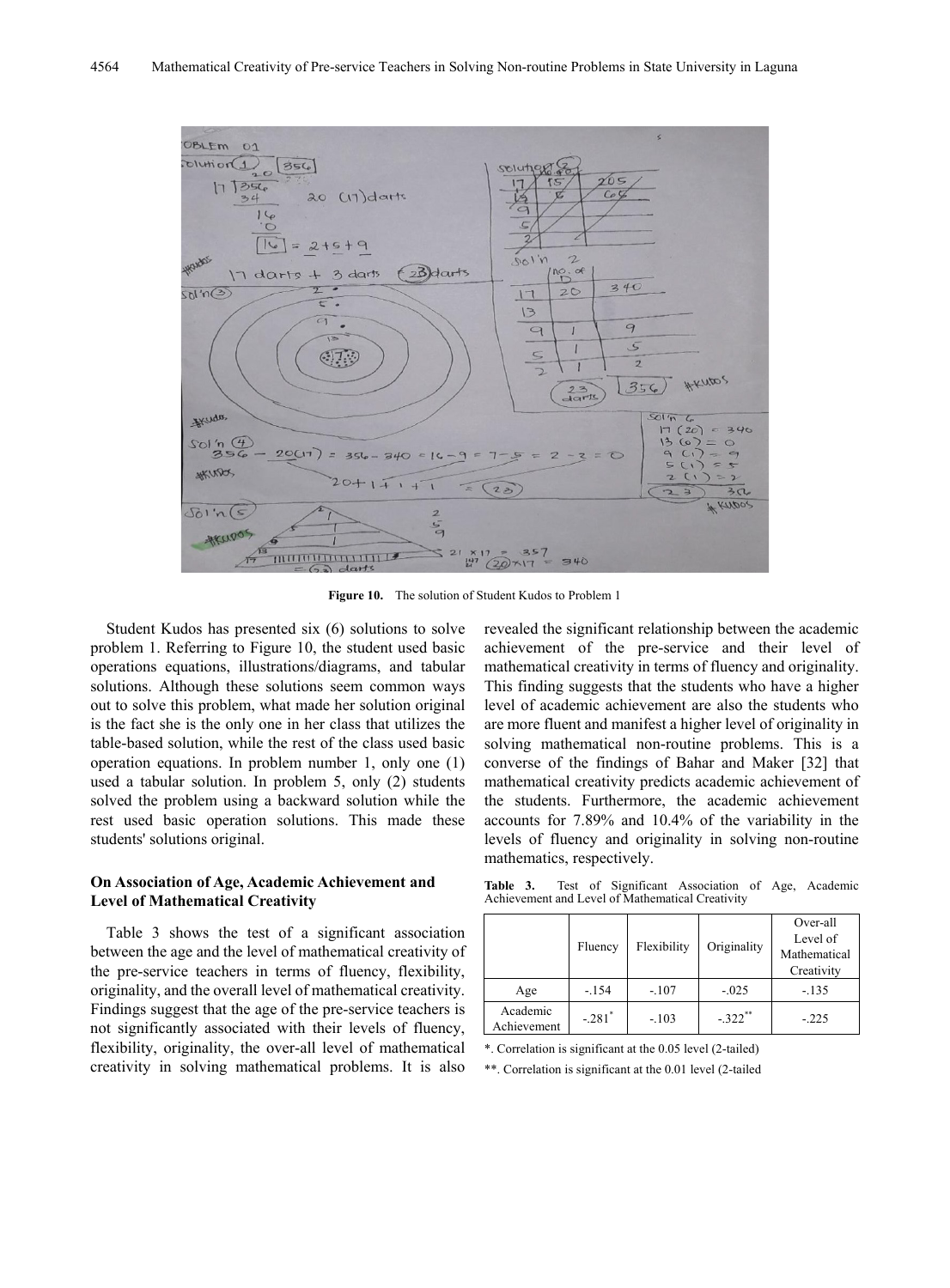Figure 10. The solution of Student Kudos to Problem 1

Student Kudos has presented six (6) solutions to solve problem 1. Referring to Figure 10, the student used basic operations equations, illustrations/diagrams, and tabular solutions. Although these solutions seem common ways out to solve this problem, what made her solution original is the fact she is the only one in her class that utilizes the table-based solution, while the rest of the class used basic operation equations. In problem number 1, only one (1) used a tabular solution. In problem 5, only (2) students solved the problem using a backward solution while the rest used basic operation solutions. This made these students' solutions original.

### On Association of Age, Academic Achievement and Level of Mathematical Creativity

Table 3 shows the test of a significant association between the age and the level of mathematical creativity of the pre-service teachers in terms of fluency, flexibility, originality, and the overall level of mathematical creativity. Findings suggest that the age of the pre-service teachers is not significantly associated with their levels of fluency, flexibility, originality, the over-all level of mathematical creativity in solving mathematical problems. It is also revealed the significant relationship between the academic achievement of the pre-service and their level of mathematical creativity in terms of fluency and originality. This finding suggests that the students who have a higher level of academic achievement are also the students who are more fluent and manifest a higher level of originality in solving mathematical non-routine problems. This is a converse of the findings of Bahar and Maker [32] that mathematical creativity predicts academic achievement of the students. Furthermore, the academic achievement accounts for 7.89% and 10.4% of the variability in the levels of fluency and originality in solving non-routine mathematics, respectively.

**Table 3.** Test of Significant Association of Age, Academic Achievement and Level of Mathematical Creativity

| | Fluency | Flexibility | Originality | Over-all Level of Mathematical Creativity |
|---|---|---|---|---|
| Age | -.154 | -.107 | -.025 | -.135 |
| Academic Achievement | -.281* | -.103 | -.322** | -.225 |

*. Correlation is significant at the 0.05 level (2-tailed)

**. Correlation is significant at the 0.01 level (2-tailed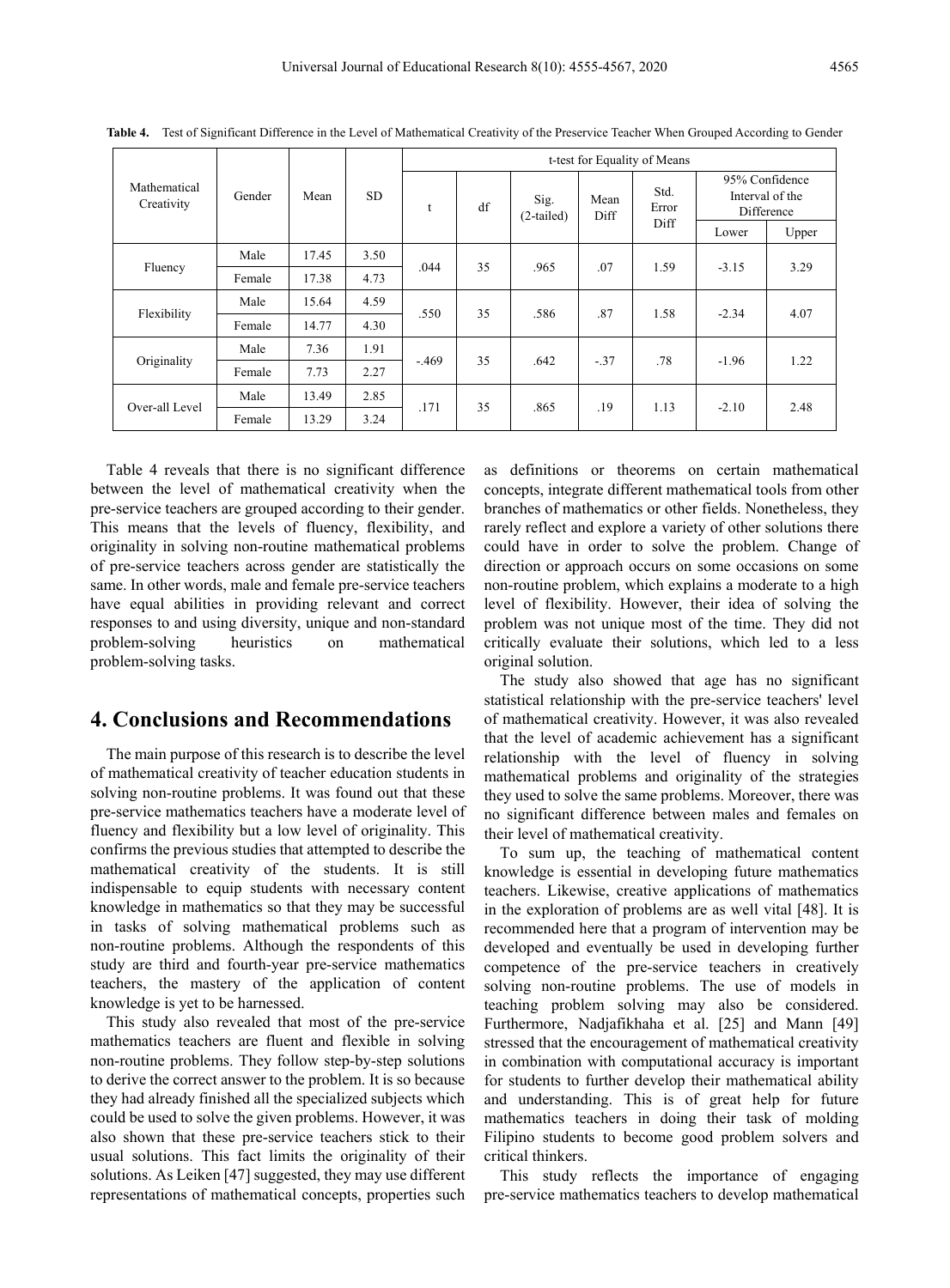**Table 4.** Test of Significant Difference in the Level of Mathematical Creativity of the Preservice Teacher When Grouped According to Gender

| Mathematical Creativity | Gender | Mean | SD | t-test for Equality of Means | | | | | | |
|---|---|---|---|---|---|---|---|---|---|---|
| | | | | t | df | Sig. (2-tailed) | Mean Diff | Std. Error Diff | 95% Confidence Interval of the Difference | |
| | | | | | | | | | Lower | Upper |
| Fluency | Male | 17.45 | 3.50 | .044 | 35 | .965 | .07 | 1.59 | -3.15 | 3.29 |
| | Female | 17.38 | 4.73 | | | | | | | |
| Flexibility | Male | 15.64 | 4.59 | .550 | 35 | .586 | .87 | 1.58 | -2.34 | 4.07 |
| | Female | 14.77 | 4.30 | | | | | | | |
| Originality | Male | 7.36 | 1.91 | -.469 | 35 | .642 | -.37 | .78 | -1.96 | 1.22 |
| | Female | 7.73 | 2.27 | | | | | | | |
| Over-all Level | Male | 13.49 | 2.85 | .171 | 35 | .865 | .19 | 1.13 | -2.10 | 2.48 |
| | Female | 13.29 | 3.24 | | | | | | | |

Table 4 reveals that there is no significant difference between the level of mathematical creativity when the pre-service teachers are grouped according to their gender. This means that the levels of fluency, flexibility, and originality in solving non-routine mathematical problems of pre-service teachers across gender are statistically the same. In other words, male and female pre-service teachers have equal abilities in providing relevant and correct responses to and using diversity, unique and non-standard problem-solving heuristics on mathematical problem-solving tasks.

## 4. Conclusions and Recommendations

The main purpose of this research is to describe the level of mathematical creativity of teacher education students in solving non-routine problems. It was found out that these pre-service mathematics teachers have a moderate level of fluency and flexibility but a low level of originality. This confirms the previous studies that attempted to describe the mathematical creativity of the students. It is still indispensable to equip students with necessary content knowledge in mathematics so that they may be successful in tasks of solving mathematical problems such as non-routine problems. Although the respondents of this study are third and fourth-year pre-service mathematics teachers, the mastery of the application of content knowledge is yet to be harnessed.

This study also revealed that most of the pre-service mathematics teachers are fluent and flexible in solving non-routine problems. They follow step-by-step solutions to derive the correct answer to the problem. It is so because they had already finished all the specialized subjects which could be used to solve the given problems. However, it was also shown that these pre-service teachers stick to their usual solutions. This fact limits the originality of their solutions. As Leiken [47] suggested, they may use different representations of mathematical concepts, properties such as definitions or theorems on certain mathematical concepts, integrate different mathematical tools from other branches of mathematics or other fields. Nonetheless, they rarely reflect and explore a variety of other solutions there could have in order to solve the problem. Change of direction or approach occurs on some occasions on some non-routine problem, which explains a moderate to a high level of flexibility. However, their idea of solving the problem was not unique most of the time. They did not critically evaluate their solutions, which led to a less original solution.

The study also showed that age has no significant statistical relationship with the pre-service teachers' level of mathematical creativity. However, it was also revealed that the level of academic achievement has a significant relationship with the level of fluency in solving mathematical problems and originality of the strategies they used to solve the same problems. Moreover, there was no significant difference between males and females on their level of mathematical creativity.

To sum up, the teaching of mathematical content knowledge is essential in developing future mathematics teachers. Likewise, creative applications of mathematics in the exploration of problems are as well vital [48]. It is recommended here that a program of intervention may be developed and eventually be used in developing further competence of the pre-service teachers in creatively solving non-routine problems. The use of models in teaching problem solving may also be considered. Furthermore, Nadjafikhaha et al. [25] and Mann [49] stressed that the encouragement of mathematical creativity in combination with computational accuracy is important for students to further develop their mathematical ability and understanding. This is of great help for future mathematics teachers in doing their task of molding Filipino students to become good problem solvers and critical thinkers.

This study reflects the importance of engaging pre-service mathematics teachers to develop mathematical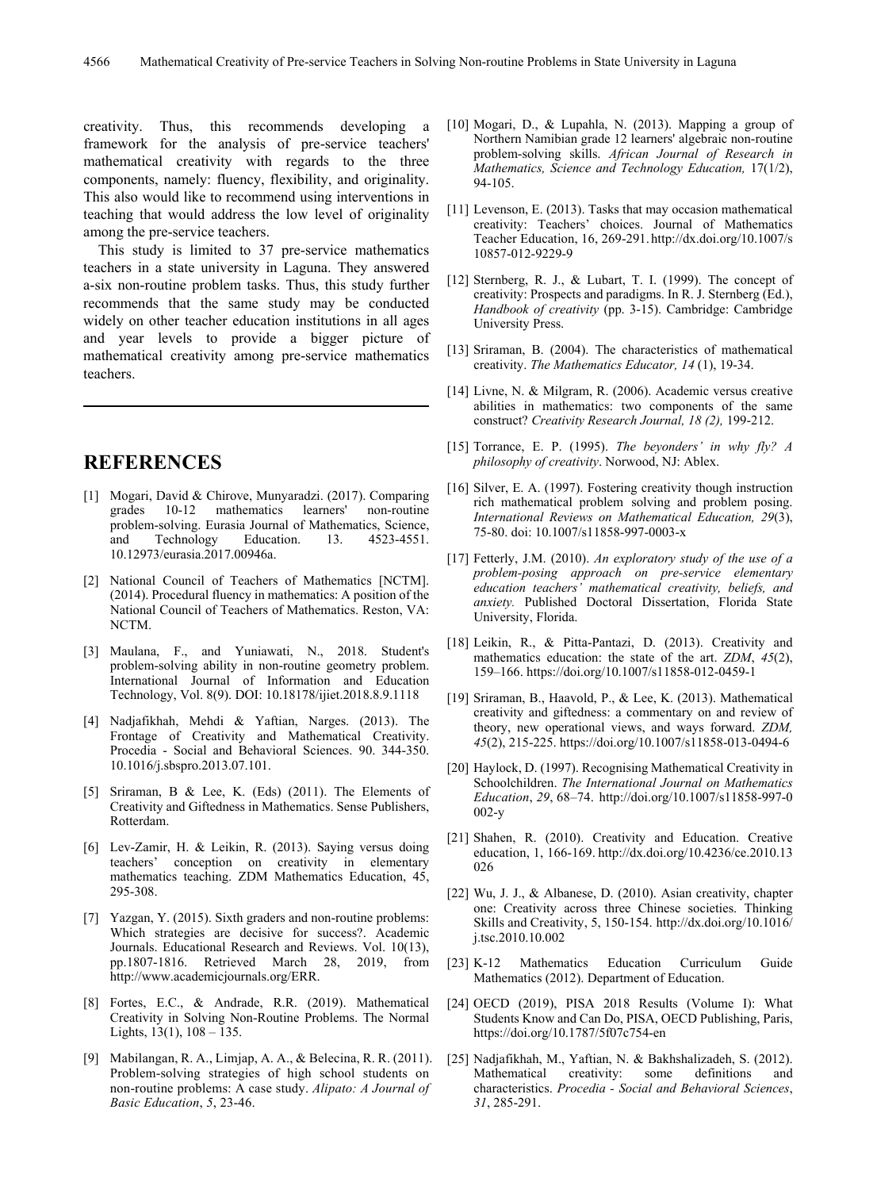creativity. Thus, this recommends developing a framework for the analysis of pre-service teachers' mathematical creativity with regards to the three components, namely: fluency, flexibility, and originality. This also would like to recommend using interventions in teaching that would address the low level of originality among the pre-service teachers.

This study is limited to 37 pre-service mathematics teachers in a state university in Laguna. They answered a-six non-routine problem tasks. Thus, this study further recommends that the same study may be conducted widely on other teacher education institutions in all ages and year levels to provide a bigger picture of mathematical creativity among pre-service mathematics teachers.

## REFERENCES

[1] Mogari, David & Chirove, Munyaradzi. (2017). Comparing grades 10-12 mathematics learners' non-routine problem-solving. Eurasia Journal of Mathematics, Science, and Technology Education. 13. 4523-4551. 10.12973/eurasia.2017.00946a.

[2] National Council of Teachers of Mathematics [NCTM]. (2014). Procedural fluency in mathematics: A position of the National Council of Teachers of Mathematics. Reston, VA: NCTM.

[3] Maulana, F., and Yuniawati, N., 2018. Student's problem-solving ability in non-routine geometry problem. International Journal of Information and Education Technology, Vol. 8(9). DOI: 10.18178/ijiet.2018.8.9.1118

[4] Nadjafikhah, Mehdi & Yaftian, Narges. (2013). The Frontage of Creativity and Mathematical Creativity. Procedia - Social and Behavioral Sciences. 90. 344-350. 10.1016/j.sbspro.2013.07.101.

[5] Sriraman, B & Lee, K. (Eds) (2011). The Elements of Creativity and Giftedness in Mathematics. Sense Publishers, Rotterdam.

[6] Lev-Zamir, H. & Leikin, R. (2013). Saying versus doing teachers' conception on creativity in elementary mathematics teaching. ZDM Mathematics Education, 45, 295-308.

[7] Yazgan, Y. (2015). Sixth graders and non-routine problems: Which strategies are decisive for success?. Academic Journals. Educational Research and Reviews. Vol. 10(13), pp.1807-1816. Retrieved March 28, 2019, from http://www.academicjournals.org/ERR.

[8] Fortes, E.C., & Andrade, R.R. (2019). Mathematical Creativity in Solving Non-Routine Problems. The Normal Lights, 13(1), 108 – 135.

[9] Mabilangan, R. A., Limjap, A. A., & Belecina, R. R. (2011). Problem-solving strategies of high school students on non-routine problems: A case study. *Alipato: A Journal of Basic Education*, *5*, 23-46.

[10] Mogari, D., & Lupahla, N. (2013). Mapping a group of Northern Namibian grade 12 learners' algebraic non-routine problem-solving skills. *African Journal of Research in Mathematics, Science and Technology Education,* 17(1/2), 94-105.

[11] Levenson, E. (2013). Tasks that may occasion mathematical creativity: Teachers' choices. Journal of Mathematics Teacher Education, 16, 269-291. http://dx.doi.org/10.1007/s10857-012-9229-9

[12] Sternberg, R. J., & Lubart, T. I. (1999). The concept of creativity: Prospects and paradigms. In R. J. Sternberg (Ed.), *Handbook of creativity* (pp. 3-15). Cambridge: Cambridge University Press.

[13] Sriraman, B. (2004). The characteristics of mathematical creativity. *The Mathematics Educator, 14* (1), 19-34.

[14] Livne, N. & Milgram, R. (2006). Academic versus creative abilities in mathematics: two components of the same construct? *Creativity Research Journal, 18 (2),* 199-212.

[15] Torrance, E. P. (1995). *The beyonders' in why fly? A philosophy of creativity*. Norwood, NJ: Ablex.

[16] Silver, E. A. (1997). Fostering creativity though instruction rich mathematical problem solving and problem posing. *International Reviews on Mathematical Education, 29*(3), 75-80. doi: 10.1007/s11858-997-0003-x

[17] Fetterly, J.M. (2010). *An exploratory study of the use of a problem-posing approach on pre-service elementary education teachers' mathematical creativity, beliefs, and anxiety.* Published Doctoral Dissertation, Florida State University, Florida.

[18] Leikin, R., & Pitta-Pantazi, D. (2013). Creativity and mathematics education: the state of the art. *ZDM*, *45*(2), 159–166. https://doi.org/10.1007/s11858-012-0459-1

[19] Sriraman, B., Haavold, P., & Lee, K. (2013). Mathematical creativity and giftedness: a commentary on and review of theory, new operational views, and ways forward. *ZDM, 45*(2), 215-225. https://doi.org/10.1007/s11858-013-0494-6

[20] Haylock, D. (1997). Recognising Mathematical Creativity in Schoolchildren. *The International Journal on Mathematics Education*, *29*, 68–74. http://doi.org/10.1007/s11858-997-0002-y

[21] Shahen, R. (2010). Creativity and Education. Creative education, 1, 166-169. http://dx.doi.org/10.4236/ce.2010.13026

[22] Wu, J. J., & Albanese, D. (2010). Asian creativity, chapter one: Creativity across three Chinese societies. Thinking Skills and Creativity, 5, 150-154. http://dx.doi.org/10.1016/j.tsc.2010.10.002

[23] K-12 Mathematics Education Curriculum Guide Mathematics (2012). Department of Education.

[24] OECD (2019), PISA 2018 Results (Volume I): What Students Know and Can Do, PISA, OECD Publishing, Paris, https://doi.org/10.1787/5f07c754-en

[25] Nadjafikhah, M., Yaftian, N. & Bakhshalizadeh, S. (2012). Mathematical creativity: some definitions and characteristics. *Procedia - Social and Behavioral Sciences*, *31*, 285-291.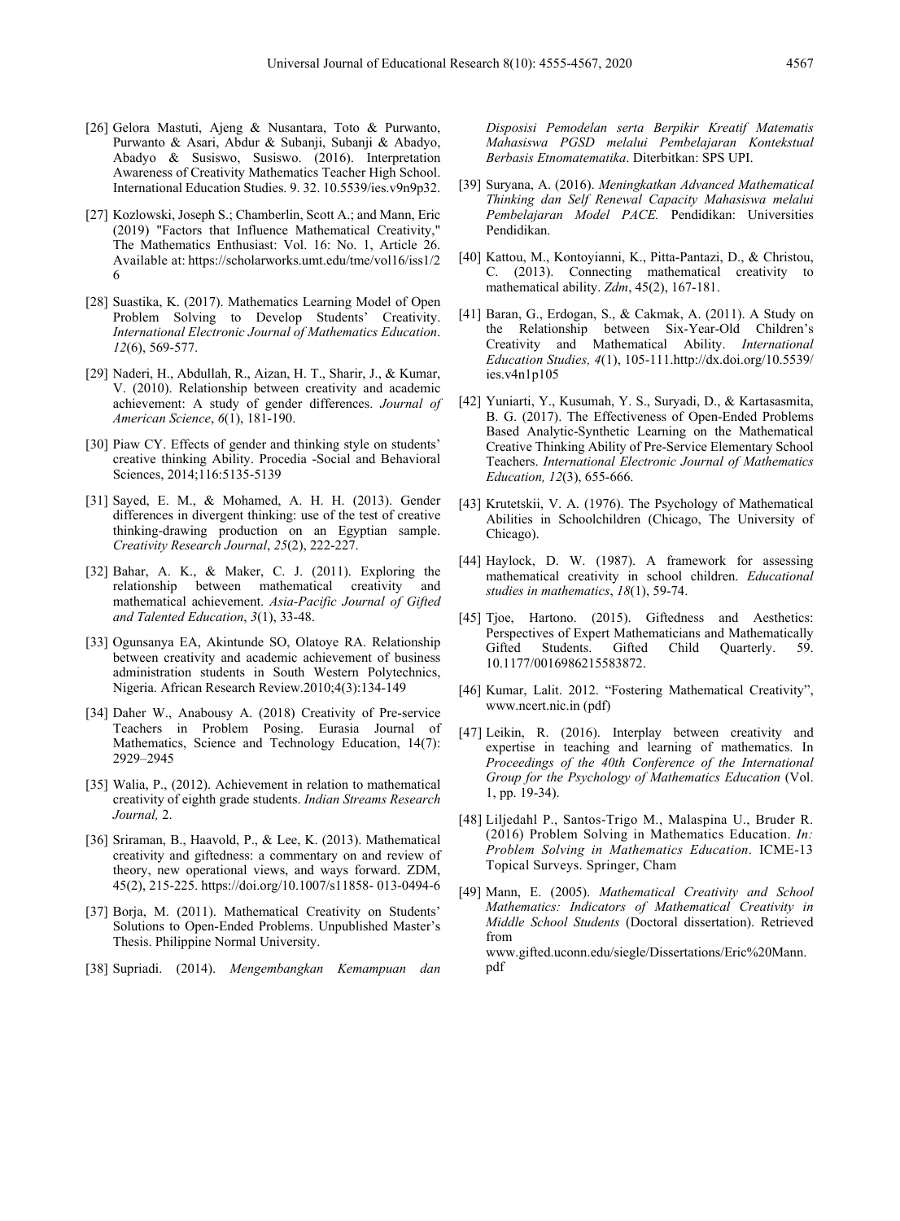[26] Gelora Mastuti, Ajeng & Nusantara, Toto & Purwanto, Purwanto & Asari, Abdur & Subanji, Subanji & Abadyo, Abadyo & Susiswo, Susiswo. (2016). Interpretation Awareness of Creativity Mathematics Teacher High School. International Education Studies. 9. 32. 10.5539/ies.v9n9p32.

[27] Kozlowski, Joseph S.; Chamberlin, Scott A.; and Mann, Eric (2019) "Factors that Influence Mathematical Creativity," The Mathematics Enthusiast: Vol. 16: No. 1, Article 26. Available at: https://scholarworks.umt.edu/tme/vol16/iss1/26

[28] Suastika, K. (2017). Mathematics Learning Model of Open Problem Solving to Develop Students' Creativity. *International Electronic Journal of Mathematics Education*. *12*(6), 569-577.

[29] Naderi, H., Abdullah, R., Aizan, H. T., Sharir, J., & Kumar, V. (2010). Relationship between creativity and academic achievement: A study of gender differences. *Journal of American Science*, *6*(1), 181-190.

[30] Piaw CY. Effects of gender and thinking style on students' creative thinking Ability. Procedia -Social and Behavioral Sciences, 2014;116:5135-5139

[31] Sayed, E. M., & Mohamed, A. H. H. (2013). Gender differences in divergent thinking: use of the test of creative thinking-drawing production on an Egyptian sample. *Creativity Research Journal*, *25*(2), 222-227.

[32] Bahar, A. K., & Maker, C. J. (2011). Exploring the relationship between mathematical creativity and mathematical achievement. *Asia-Pacific Journal of Gifted and Talented Education*, *3*(1), 33-48.

[33] Ogunsanya EA, Akintunde SO, Olatoye RA. Relationship between creativity and academic achievement of business administration students in South Western Polytechnics, Nigeria. African Research Review.2010;4(3):134-149

[34] Daher W., Anabousy A. (2018) Creativity of Pre-service Teachers in Problem Posing. Eurasia Journal of Mathematics, Science and Technology Education, 14(7): 2929–2945

[35] Walia, P., (2012). Achievement in relation to mathematical creativity of eighth grade students. *Indian Streams Research Journal,* 2.

[36] Sriraman, B., Haavold, P., & Lee, K. (2013). Mathematical creativity and giftedness: a commentary on and review of theory, new operational views, and ways forward. ZDM, 45(2), 215-225. https://doi.org/10.1007/s11858- 013-0494-6

[37] Borja, M. (2011). Mathematical Creativity on Students' Solutions to Open-Ended Problems. Unpublished Master's Thesis. Philippine Normal University.

[38] Supriadi. (2014). *Mengembangkan Kemampuan dan Disposisi Pemodelan serta Berpikir Kreatif Matematis Mahasiswa PGSD melalui Pembelajaran Kontekstual Berbasis Etnomatematika*. Diterbitkan: SPS UPI.

[39] Suryana, A. (2016). *Meningkatkan Advanced Mathematical Thinking dan Self Renewal Capacity Mahasiswa melalui Pembelajaran Model PACE.* Pendidikan: Universities Pendidikan.

[40] Kattou, M., Kontoyianni, K., Pitta-Pantazi, D., & Christou, C. (2013). Connecting mathematical creativity to mathematical ability. *Zdm*, 45(2), 167-181.

[41] Baran, G., Erdogan, S., & Cakmak, A. (2011). A Study on the Relationship between Six-Year-Old Children's Creativity and Mathematical Ability. *International Education Studies, 4*(1), 105-111.http://dx.doi.org/10.5539/ies.v4n1p105

[42] Yuniarti, Y., Kusumah, Y. S., Suryadi, D., & Kartasasmita, B. G. (2017). The Effectiveness of Open-Ended Problems Based Analytic-Synthetic Learning on the Mathematical Creative Thinking Ability of Pre-Service Elementary School Teachers. *International Electronic Journal of Mathematics Education, 12*(3), 655-666.

[43] Krutetskii, V. A. (1976). The Psychology of Mathematical Abilities in Schoolchildren (Chicago, The University of Chicago).

[44] Haylock, D. W. (1987). A framework for assessing mathematical creativity in school children. *Educational studies in mathematics*, *18*(1), 59-74.

[45] Tjoe, Hartono. (2015). Giftedness and Aesthetics: Perspectives of Expert Mathematicians and Mathematically Gifted Students. Gifted Child Quarterly. 59. 10.1177/0016986215583872.

[46] Kumar, Lalit. 2012. "Fostering Mathematical Creativity", www.ncert.nic.in (pdf)

[47] Leikin, R. (2016). Interplay between creativity and expertise in teaching and learning of mathematics. In *Proceedings of the 40th Conference of the International Group for the Psychology of Mathematics Education* (Vol. 1, pp. 19-34).

[48] Liljedahl P., Santos-Trigo M., Malaspina U., Bruder R. (2016) Problem Solving in Mathematics Education. *In: Problem Solving in Mathematics Education*. ICME-13 Topical Surveys. Springer, Cham

[49] Mann, E. (2005). *Mathematical Creativity and School Mathematics: Indicators of Mathematical Creativity in Middle School Students* (Doctoral dissertation). Retrieved from www.gifted.uconn.edu/siegle/Dissertations/Eric%20Mann.pdf